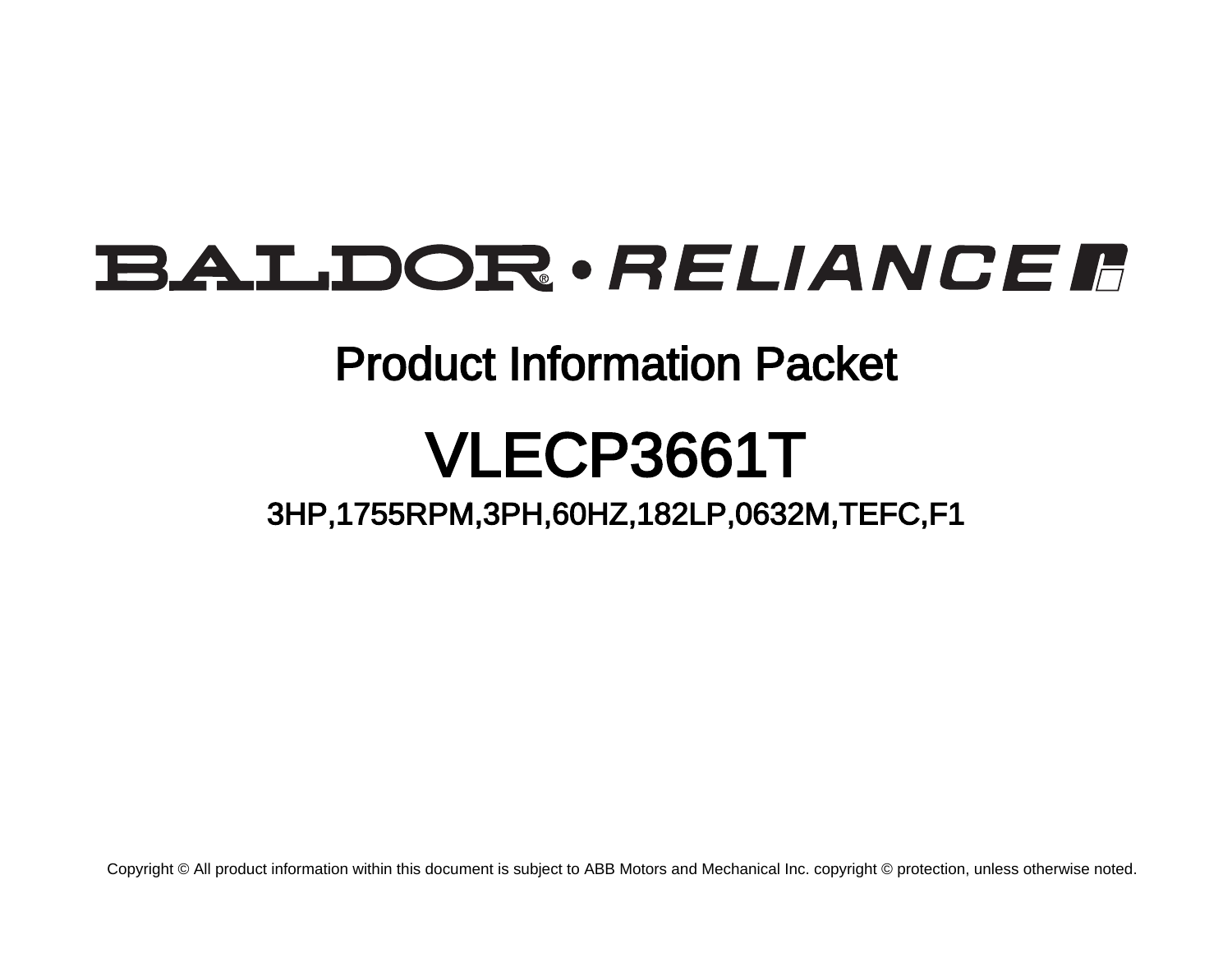# BALDOR • RELIANCE

## Product Information Packet

# VLECP3661T

### 3HP,1755RPM,3PH,60HZ,182LP,0632M,TEFC,F1

Copyright © All product information within this document is subject to ABB Motors and Mechanical Inc. copyright © protection, unless otherwise noted.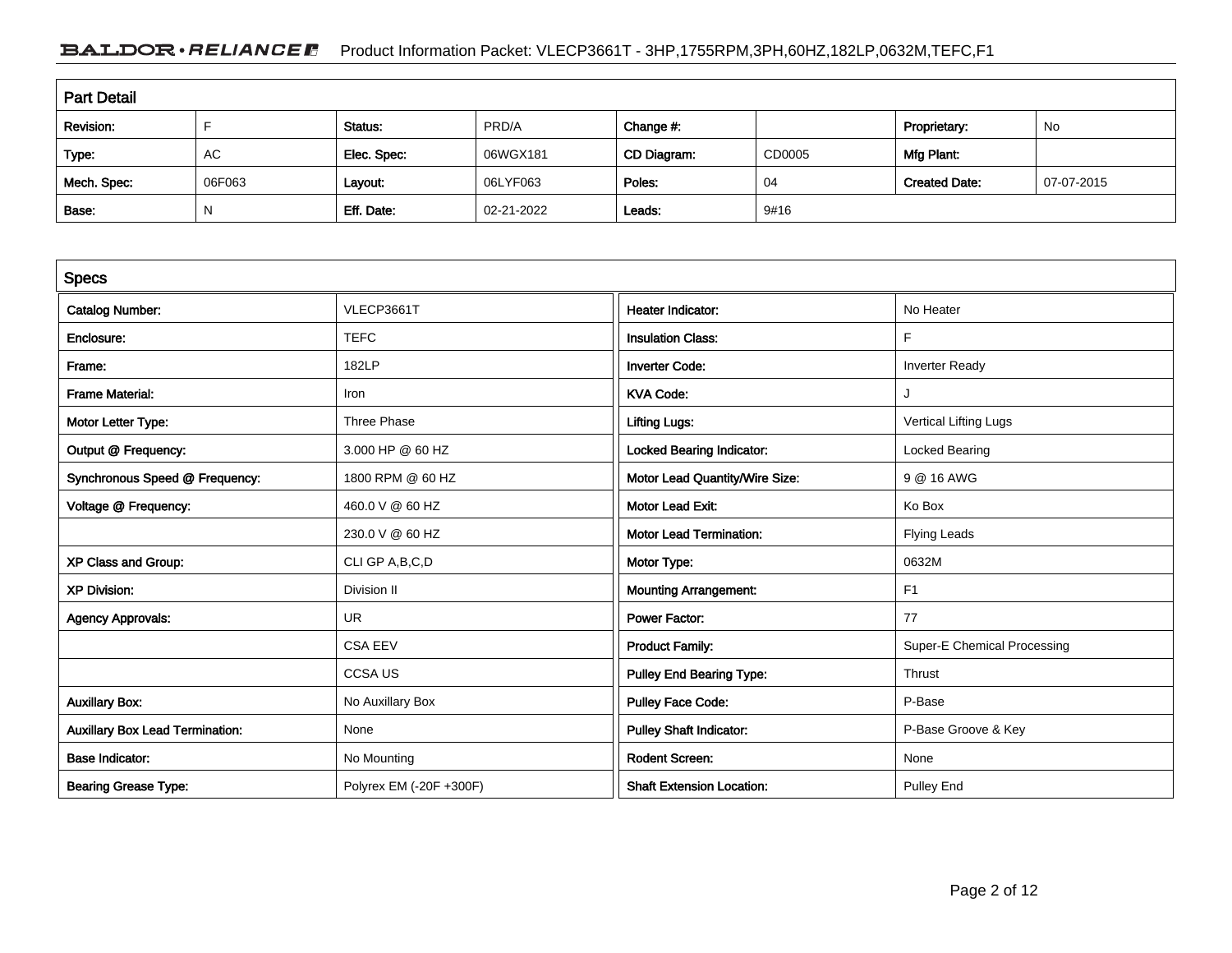## Part Detail

| Revision: | F | Status: | PRD/A | Change #: | | Proprietary: | No |
|---|---|---|---|---|---|---|---|
| Type: | AC | Elec. Spec: | 06WGX181 | CD Diagram: | CD0005 | Mfg Plant: | |
| Mech. Spec: | 06F063 | Layout: | 06LYF063 | Poles: | 04 | Created Date: | 07-07-2015 |
| Base: | N | Eff. Date: | 02-21-2022 | Leads: | 9#16 | | |

## Specs

| Catalog Number: | VLECP3661T | Heater Indicator: | No Heater |
|---|---|---|---|
| Enclosure: | TEFC | Insulation Class: | F |
| Frame: | 182LP | Inverter Code: | Inverter Ready |
| Frame Material: | Iron | KVA Code: | J |
| Motor Letter Type: | Three Phase | Lifting Lugs: | Vertical Lifting Lugs |
| Output @ Frequency: | 3.000 HP @ 60 HZ | Locked Bearing Indicator: | Locked Bearing |
| Synchronous Speed @ Frequency: | 1800 RPM @ 60 HZ | Motor Lead Quantity/Wire Size: | 9 @ 16 AWG |
| Voltage @ Frequency: | 460.0 V @ 60 HZ | Motor Lead Exit: | Ko Box |
| | 230.0 V @ 60 HZ | Motor Lead Termination: | Flying Leads |
| XP Class and Group: | CLI GP A,B,C,D | Motor Type: | 0632M |
| XP Division: | Division II | Mounting Arrangement: | F1 |
| Agency Approvals: | UR | Power Factor: | 77 |
| | CSA EEV | Product Family: | Super-E Chemical Processing |
| | CCSA US | Pulley End Bearing Type: | Thrust |
| Auxillary Box: | No Auxillary Box | Pulley Face Code: | P-Base |
| Auxillary Box Lead Termination: | None | Pulley Shaft Indicator: | P-Base Groove & Key |
| Base Indicator: | No Mounting | Rodent Screen: | None |
| Bearing Grease Type: | Polyrex EM (-20F +300F) | Shaft Extension Location: | Pulley End |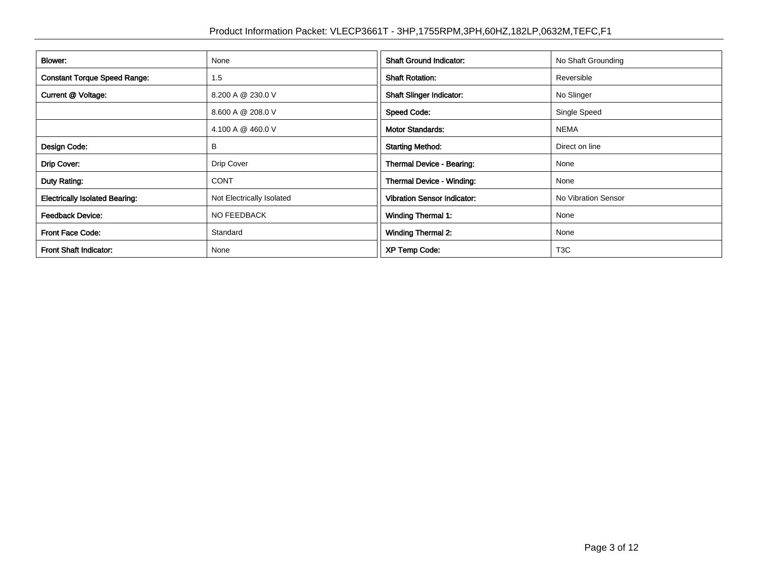| Blower: | None | Shaft Ground Indicator: | No Shaft Grounding |
|---|---|---|---|
| Constant Torque Speed Range: | 1.5 | Shaft Rotation: | Reversible |
| Current @ Voltage: | 8.200 A @ 230.0 V | Shaft Slinger Indicator: | No Slinger |
| | 8.600 A @ 208.0 V | Speed Code: | Single Speed |
| | 4.100 A @ 460.0 V | Motor Standards: | NEMA |
| Design Code: | B | Starting Method: | Direct on line |
| Drip Cover: | Drip Cover | Thermal Device - Bearing: | None |
| Duty Rating: | CONT | Thermal Device - Winding: | None |
| Electrically Isolated Bearing: | Not Electrically Isolated | Vibration Sensor Indicator: | No Vibration Sensor |
| Feedback Device: | NO FEEDBACK | Winding Thermal 1: | None |
| Front Face Code: | Standard | Winding Thermal 2: | None |
| Front Shaft Indicator: | None | XP Temp Code: | T3C |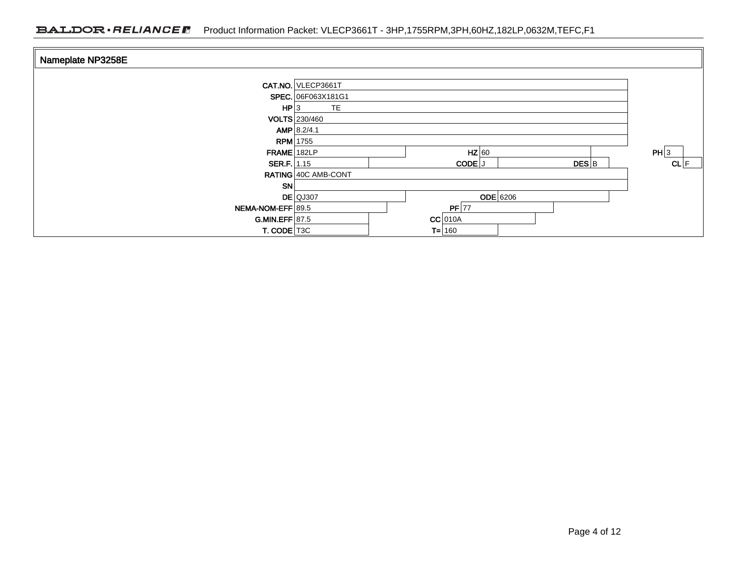## Nameplate NP3258E

| Field | Value | Field | Value | Field | Value | Field | Value |
|---|---|---|---|---|---|---|---|
| CAT.NO. | VLECP3661T | | | | | | |
| SPEC. | 06F063X181G1 | | | | | | |
| HP | 3 TE | | | | | | |
| VOLTS | 230/460 | | | | | | |
| AMP | 8.2/4.1 | | | | | | |
| RPM | 1755 | | | | | | |
| FRAME | 182LP | HZ | 60 | | | PH | 3 |
| SER.F. | 1.15 | CODE | J | DES | B | CL | F |
| RATING | 40C AMB-CONT | | | | | | |
| SN | | | | | | | |
| DE | QJ307 | ODE | 6206 | | | | |
| NEMA-NOM-EFF | 89.5 | PF | 77 | | | | |
| G.MIN.EFF | 87.5 | CC | 010A | | | | |
| T. CODE | T3C | T= | 160 | | | | |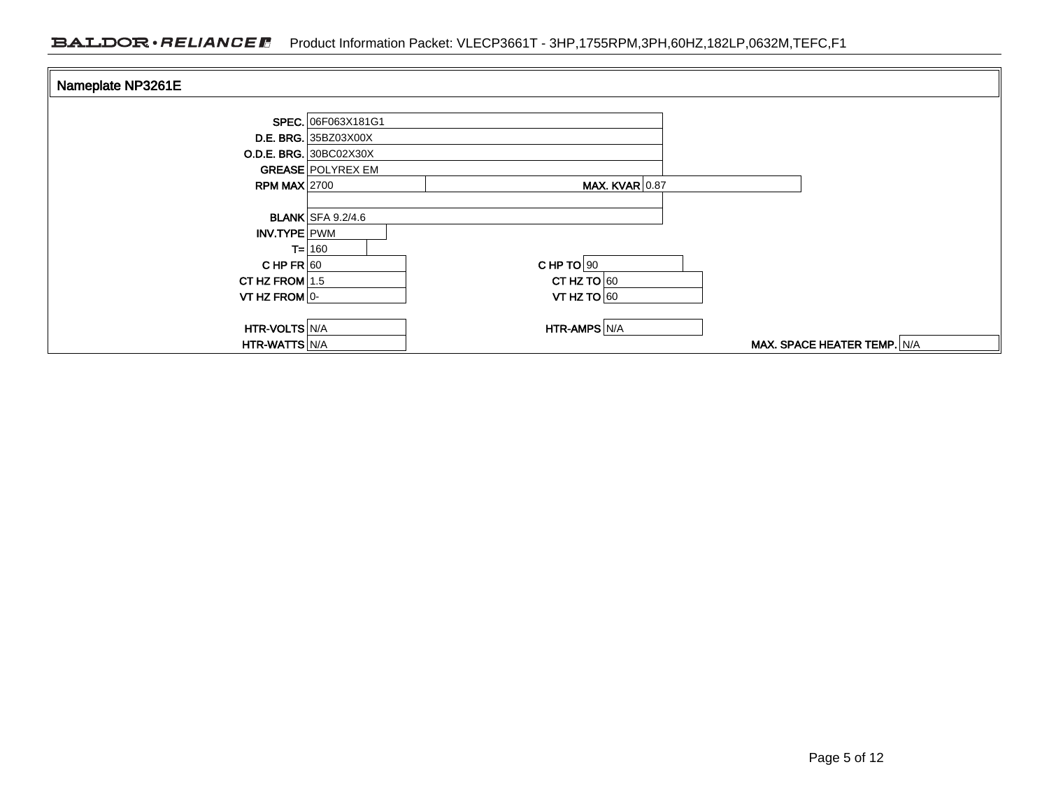## Nameplate NP3261E

| Field | Value | Field | Value |
|---|---|---|---|
| SPEC. | 06F063X181G1 | | |
| D.E. BRG. | 35BZ03X00X | | |
| O.D.E. BRG. | 30BC02X30X | | |
| GREASE | POLYREX EM | | |
| RPM MAX | 2700 | MAX. KVAR | 0.87 |
| | | | |
| BLANK | SFA 9.2/4.6 | | |
| INV.TYPE | PWM | | |
| T= | 160 | | |
| C HP FR | 60 | C HP TO | 90 |
| CT HZ FROM | 1.5 | CT HZ TO | 60 |
| VT HZ FROM | 0- | VT HZ TO | 60 |
| HTR-VOLTS | N/A | HTR-AMPS | N/A |
| HTR-WATTS | N/A | MAX. SPACE HEATER TEMP. | N/A |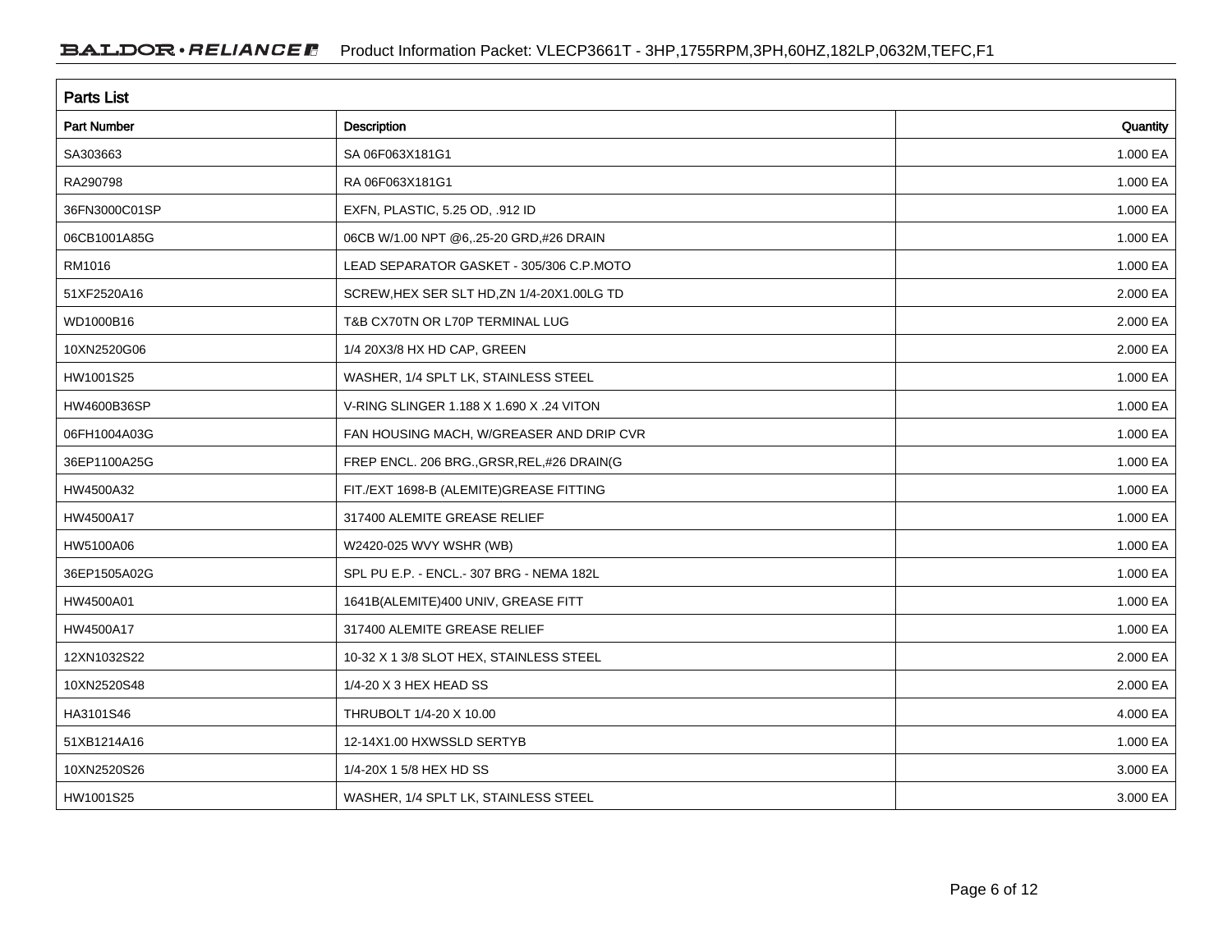## Parts List

| Part Number | Description | Quantity |
|---|---|---|
| SA303663 | SA 06F063X181G1 | 1.000 EA |
| RA290798 | RA 06F063X181G1 | 1.000 EA |
| 36FN3000C01SP | EXFN, PLASTIC, 5.25 OD, .912 ID | 1.000 EA |
| 06CB1001A85G | 06CB W/1.00 NPT @6,.25-20 GRD,#26 DRAIN | 1.000 EA |
| RM1016 | LEAD SEPARATOR GASKET - 305/306 C.P.MOTO | 1.000 EA |
| 51XF2520A16 | SCREW,HEX SER SLT HD,ZN 1/4-20X1.00LG TD | 2.000 EA |
| WD1000B16 | T&B CX70TN OR L70P TERMINAL LUG | 2.000 EA |
| 10XN2520G06 | 1/4 20X3/8 HX HD CAP, GREEN | 2.000 EA |
| HW1001S25 | WASHER, 1/4 SPLT LK, STAINLESS STEEL | 1.000 EA |
| HW4600B36SP | V-RING SLINGER 1.188 X 1.690 X .24 VITON | 1.000 EA |
| 06FH1004A03G | FAN HOUSING MACH, W/GREASER AND DRIP CVR | 1.000 EA |
| 36EP1100A25G | FREP ENCL. 206 BRG.,GRSR,REL,#26 DRAIN(G | 1.000 EA |
| HW4500A32 | FIT./EXT 1698-B (ALEMITE)GREASE FITTING | 1.000 EA |
| HW4500A17 | 317400 ALEMITE GREASE RELIEF | 1.000 EA |
| HW5100A06 | W2420-025 WVY WSHR (WB) | 1.000 EA |
| 36EP1505A02G | SPL PU E.P. - ENCL.- 307 BRG - NEMA 182L | 1.000 EA |
| HW4500A01 | 1641B(ALEMITE)400 UNIV, GREASE FITT | 1.000 EA |
| HW4500A17 | 317400 ALEMITE GREASE RELIEF | 1.000 EA |
| 12XN1032S22 | 10-32 X 1 3/8 SLOT HEX, STAINLESS STEEL | 2.000 EA |
| 10XN2520S48 | 1/4-20 X 3 HEX HEAD SS | 2.000 EA |
| HA3101S46 | THRUBOLT 1/4-20 X 10.00 | 4.000 EA |
| 51XB1214A16 | 12-14X1.00 HXWSSLD SERTYB | 1.000 EA |
| 10XN2520S26 | 1/4-20X 1 5/8 HEX HD SS | 3.000 EA |
| HW1001S25 | WASHER, 1/4 SPLT LK, STAINLESS STEEL | 3.000 EA |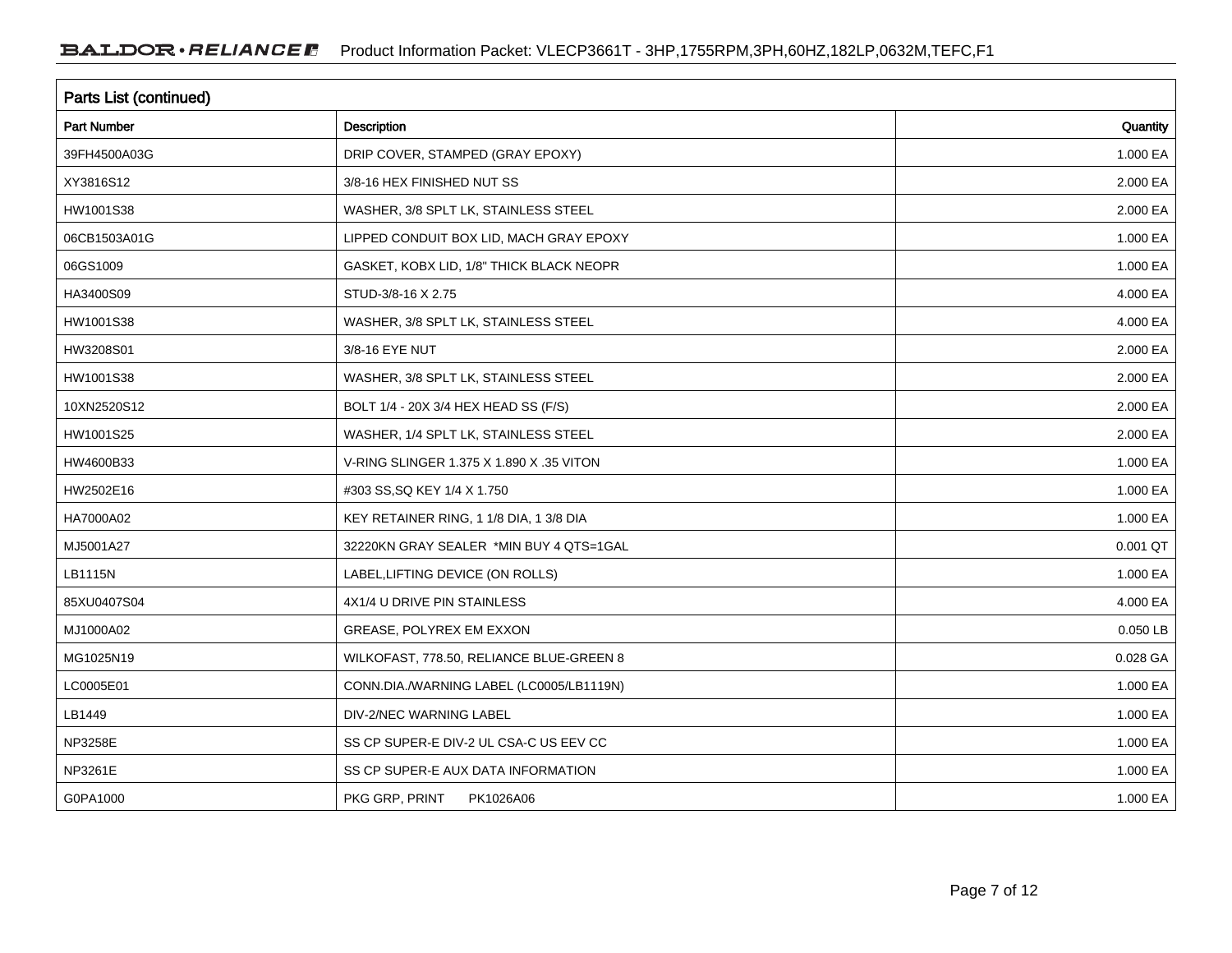## Parts List (continued)

| Part Number | Description | Quantity |
|---|---|---|
| 39FH4500A03G | DRIP COVER, STAMPED (GRAY EPOXY) | 1.000 EA |
| XY3816S12 | 3/8-16 HEX FINISHED NUT SS | 2.000 EA |
| HW1001S38 | WASHER, 3/8 SPLT LK, STAINLESS STEEL | 2.000 EA |
| 06CB1503A01G | LIPPED CONDUIT BOX LID, MACH GRAY EPOXY | 1.000 EA |
| 06GS1009 | GASKET, KOBX LID, 1/8" THICK BLACK NEOPR | 1.000 EA |
| HA3400S09 | STUD-3/8-16 X 2.75 | 4.000 EA |
| HW1001S38 | WASHER, 3/8 SPLT LK, STAINLESS STEEL | 4.000 EA |
| HW3208S01 | 3/8-16 EYE NUT | 2.000 EA |
| HW1001S38 | WASHER, 3/8 SPLT LK, STAINLESS STEEL | 2.000 EA |
| 10XN2520S12 | BOLT 1/4 - 20X 3/4 HEX HEAD SS (F/S) | 2.000 EA |
| HW1001S25 | WASHER, 1/4 SPLT LK, STAINLESS STEEL | 2.000 EA |
| HW4600B33 | V-RING SLINGER 1.375 X 1.890 X .35 VITON | 1.000 EA |
| HW2502E16 | #303 SS,SQ KEY 1/4 X 1.750 | 1.000 EA |
| HA7000A02 | KEY RETAINER RING, 1 1/8 DIA, 1 3/8 DIA | 1.000 EA |
| MJ5001A27 | 32220KN GRAY SEALER *MIN BUY 4 QTS=1GAL | 0.001 QT |
| LB1115N | LABEL,LIFTING DEVICE (ON ROLLS) | 1.000 EA |
| 85XU0407S04 | 4X1/4 U DRIVE PIN STAINLESS | 4.000 EA |
| MJ1000A02 | GREASE, POLYREX EM EXXON | 0.050 LB |
| MG1025N19 | WILKOFAST, 778.50, RELIANCE BLUE-GREEN 8 | 0.028 GA |
| LC0005E01 | CONN.DIA./WARNING LABEL (LC0005/LB1119N) | 1.000 EA |
| LB1449 | DIV-2/NEC WARNING LABEL | 1.000 EA |
| NP3258E | SS CP SUPER-E DIV-2 UL CSA-C US EEV CC | 1.000 EA |
| NP3261E | SS CP SUPER-E AUX DATA INFORMATION | 1.000 EA |
| G0PA1000 | PKG GRP, PRINT PK1026A06 | 1.000 EA |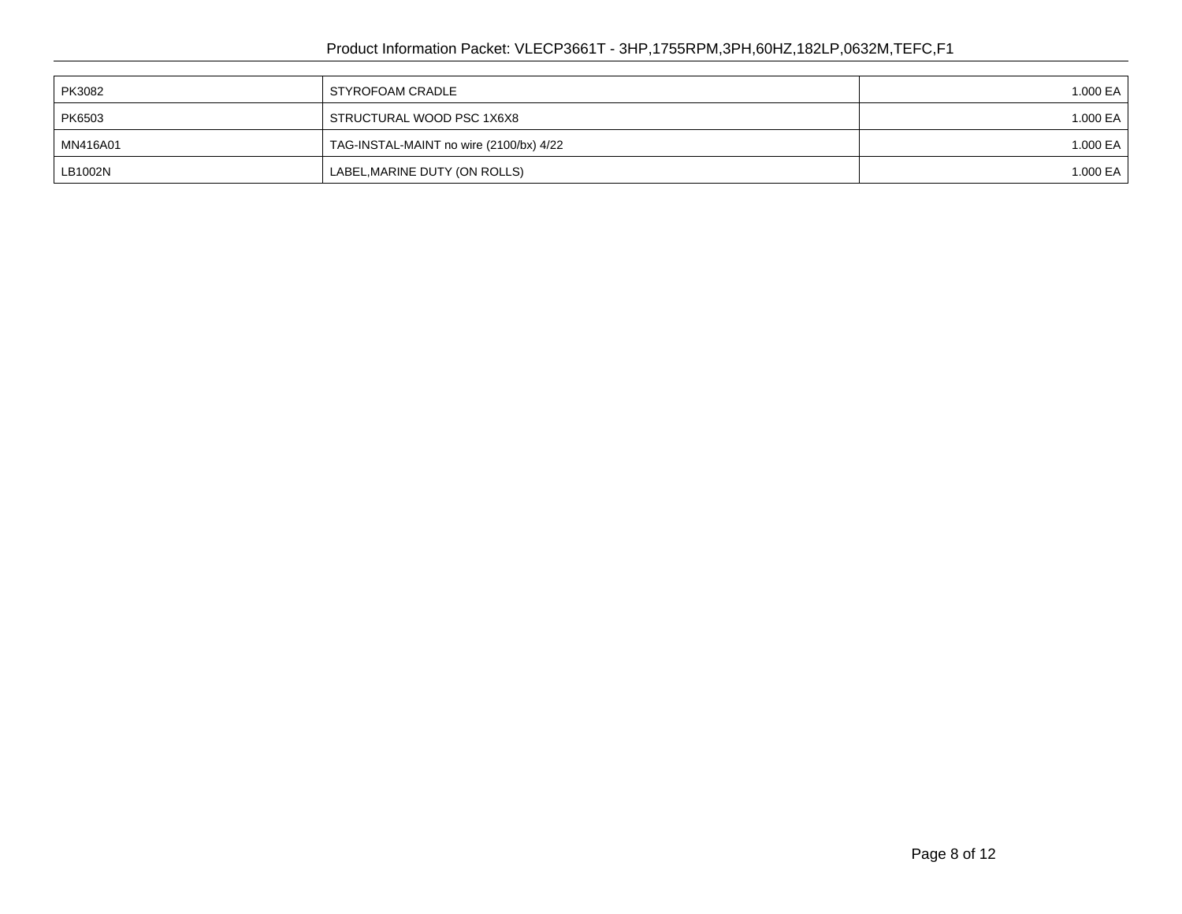| | | |
|---|---|---|
| PK3082 | STYROFOAM CRADLE | 1.000 EA |
| PK6503 | STRUCTURAL WOOD PSC 1X6X8 | 1.000 EA |
| MN416A01 | TAG-INSTAL-MAINT no wire (2100/bx) 4/22 | 1.000 EA |
| LB1002N | LABEL,MARINE DUTY (ON ROLLS) | 1.000 EA |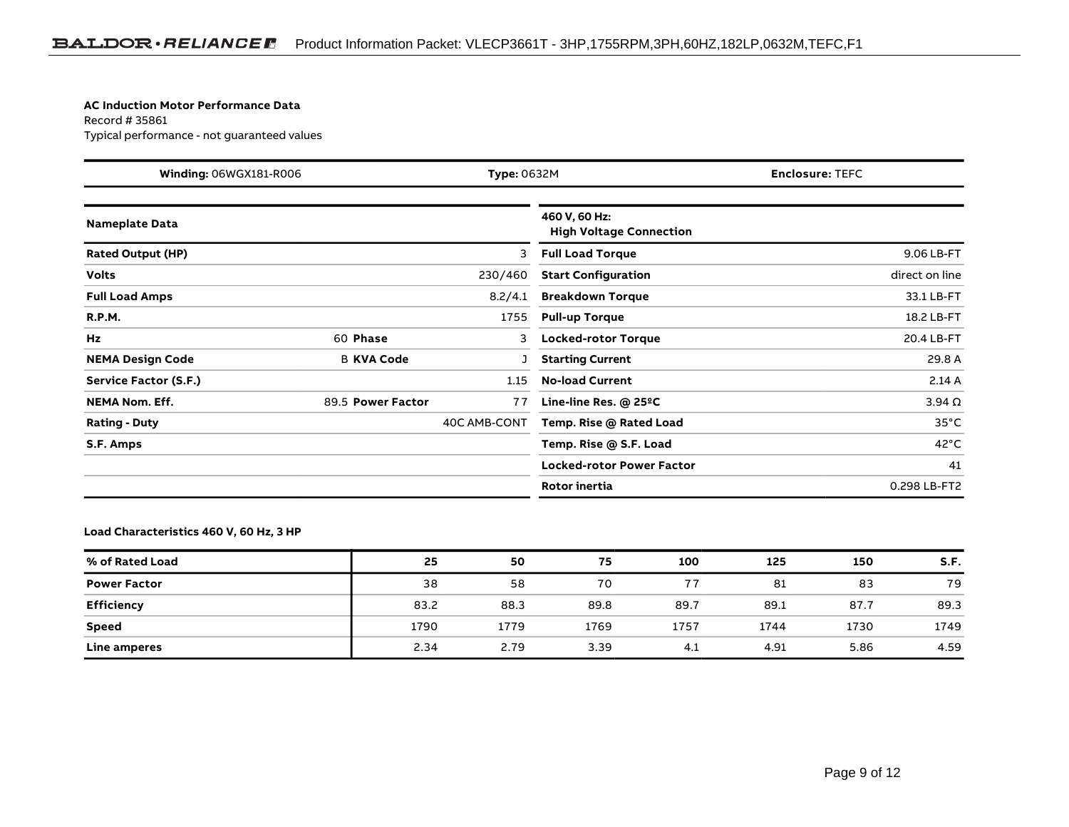**AC Induction Motor Performance Data**
Record # 35861
Typical performance - not guaranteed values

| **Winding:** 06WGX181-R006 | **Type:** 0632M | **Enclosure:** TEFC |
|---|---|---|

| **Nameplate Data** | | | | **460 V, 60 Hz: High Voltage Connection** | |
|---|---|---|---|---|---|
| **Rated Output (HP)** | | | 3 | **Full Load Torque** | 9.06 LB-FT |
| **Volts** | | | 230/460 | **Start Configuration** | direct on line |
| **Full Load Amps** | | | 8.2/4.1 | **Breakdown Torque** | 33.1 LB-FT |
| **R.P.M.** | | | 1755 | **Pull-up Torque** | 18.2 LB-FT |
| **Hz** | 60 | **Phase** | 3 | **Locked-rotor Torque** | 20.4 LB-FT |
| **NEMA Design Code** | B | **KVA Code** | J | **Starting Current** | 29.8 A |
| **Service Factor (S.F.)** | | | 1.15 | **No-load Current** | 2.14 A |
| **NEMA Nom. Eff.** | 89.5 | **Power Factor** | 77 | **Line-line Res. @ 25ºC** | 3.94 Ω |
| **Rating - Duty** | | | 40C AMB-CONT | **Temp. Rise @ Rated Load** | 35°C |
| **S.F. Amps** | | | | **Temp. Rise @ S.F. Load** | 42°C |
| | | | | **Locked-rotor Power Factor** | 41 |
| | | | | **Rotor inertia** | 0.298 LB-FT2 |

**Load Characteristics 460 V, 60 Hz, 3 HP**

| **% of Rated Load** | **25** | **50** | **75** | **100** | **125** | **150** | **S.F.** |
|---|---|---|---|---|---|---|---|
| **Power Factor** | 38 | 58 | 70 | 77 | 81 | 83 | 79 |
| **Efficiency** | 83.2 | 88.3 | 89.8 | 89.7 | 89.1 | 87.7 | 89.3 |
| **Speed** | 1790 | 1779 | 1769 | 1757 | 1744 | 1730 | 1749 |
| **Line amperes** | 2.34 | 2.79 | 3.39 | 4.1 | 4.91 | 5.86 | 4.59 |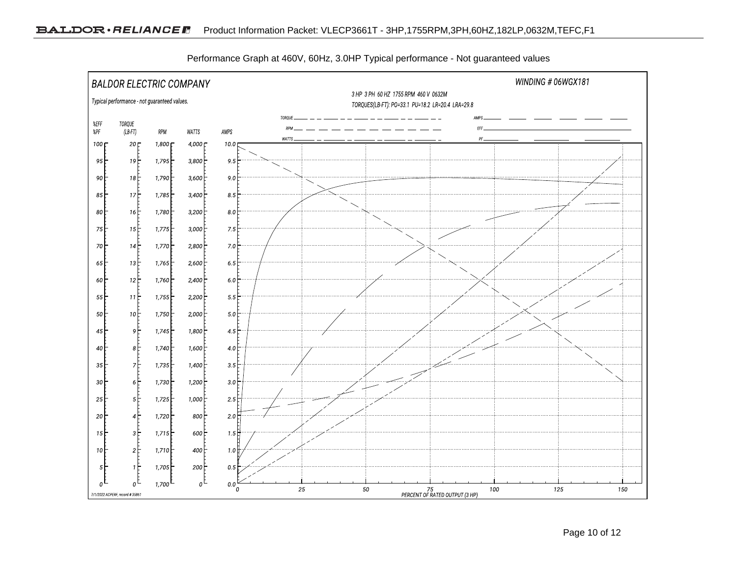Performance Graph at 460V, 60Hz, 3.0HP Typical performance - Not guaranteed values

BALDOR ELECTRIC COMPANY

Typical performance - not guaranteed values.

WINDING # 06WGX181

3 HP 3 PH 60 HZ 1755 RPM 460 V 0632M

TORQUES(LB-FT): PO=33.1 PU=18.2 LR=20.4 LRA=29.8

Legend: TORQUE, RPM, WATTS, AMPS, EFF, PF

| %EFF %PF | TORQUE (LB-FT) | RPM | WATTS | AMPS |
|---|---|---|---|---|
| 100 | 20 | 1,800 | 4,000 | 10.0 |
| 95 | 19 | 1,795 | 3,800 | 9.5 |
| 90 | 18 | 1,790 | 3,600 | 9.0 |
| 85 | 17 | 1,785 | 3,400 | 8.5 |
| 80 | 16 | 1,780 | 3,200 | 8.0 |
| 75 | 15 | 1,775 | 3,000 | 7.5 |
| 70 | 14 | 1,770 | 2,800 | 7.0 |
| 65 | 13 | 1,765 | 2,600 | 6.5 |
| 60 | 12 | 1,760 | 2,400 | 6.0 |
| 55 | 11 | 1,755 | 2,200 | 5.5 |
| 50 | 10 | 1,750 | 2,000 | 5.0 |
| 45 | 9 | 1,745 | 1,800 | 4.5 |
| 40 | 8 | 1,740 | 1,600 | 4.0 |
| 35 | 7 | 1,735 | 1,400 | 3.5 |
| 30 | 6 | 1,730 | 1,200 | 3.0 |
| 25 | 5 | 1,725 | 1,000 | 2.5 |
| 20 | 4 | 1,720 | 800 | 2.0 |
| 15 | 3 | 1,715 | 600 | 1.5 |
| 10 | 2 | 1,710 | 400 | 1.0 |
| 5 | 1 | 1,705 | 200 | 0.5 |
| 0 | 0 | 1,700 | 0 | 0.0 |

PERCENT OF RATED OUTPUT (3 HP): 0, 25, 50, 75, 100, 125, 150

7/1/2022 ACPERF, record # 35861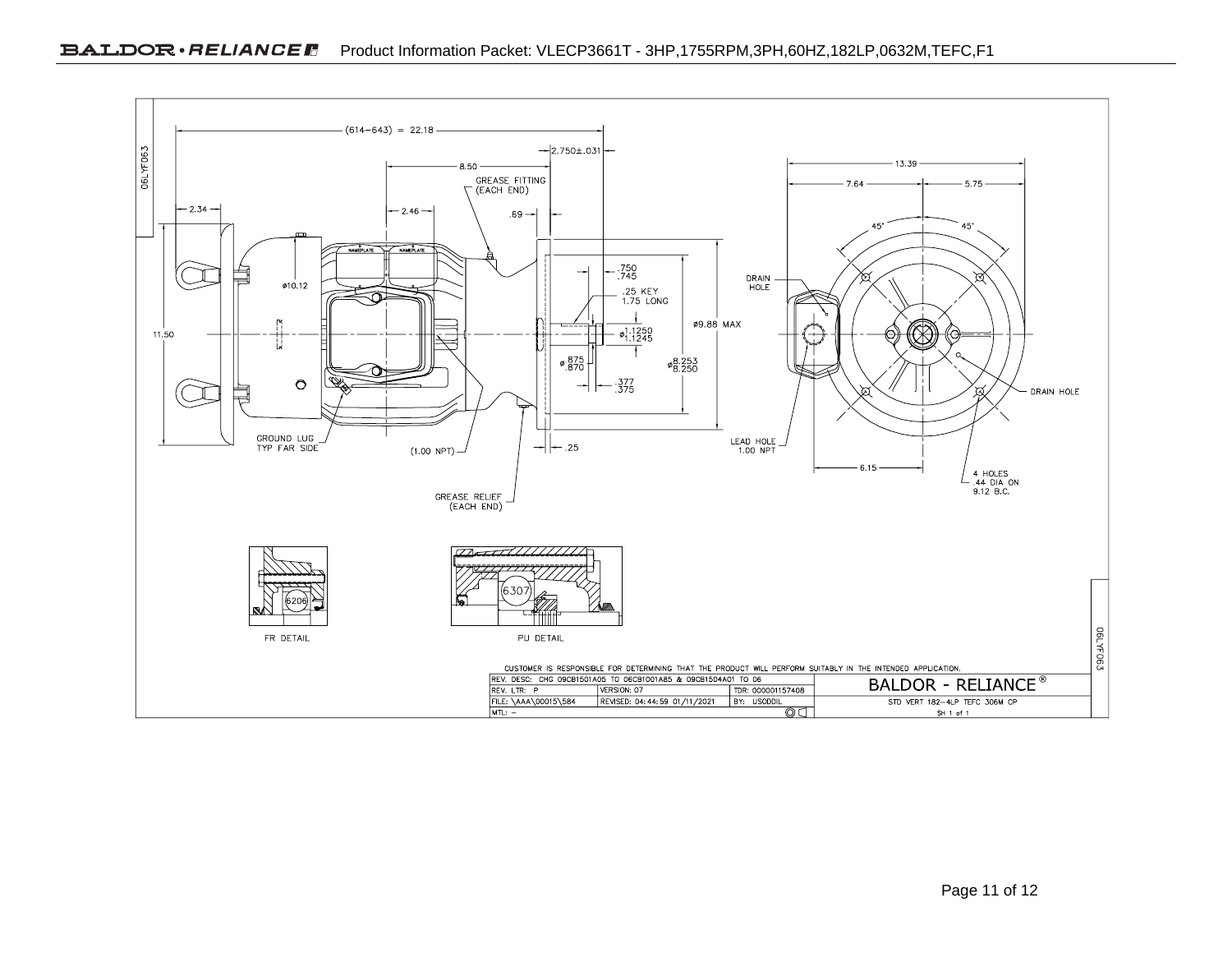# Product Information Packet: VLECP3661T - 3HP,1755RPM,3PH,60HZ,182LP,0632M,TEFC,F1

06LYF063

(614–643) = 22.18

2.750±.031

8.50

GREASE FITTING (EACH END)

2.34

2.46

.69

13.39

7.64

5.75

45°

45°

ø10.12

.750 .745

.25 KEY 1.75 LONG

DRAIN HOLE

11.50

ø9.88 MAX

ø 1.1250 1.1245

ø .875 .870

ø 8.253 8.250

.377 .375

DRAIN HOLE

GROUND LUG TYP FAR SIDE

(1.00 NPT)

.25

LEAD HOLE 1.00 NPT

6.15

4 HOLES .44 DIA ON 9.12 B.C.

GREASE RELIEF (EACH END)

6206

FR DETAIL

6307

PU DETAIL

CUSTOMER IS RESPONSIBLE FOR DETERMINING THAT THE PRODUCT WILL PERFORM SUITABLY IN THE INTENDED APPLICATION.

| | | | |
|---|---|---|---|
| REV. DESC: CHG 09CB1501A05 TO 06CB1001A85 & 09CB1504A01 TO 06 | | | BALDOR - RELIANCE® |
| REV. LTR: P | VERSION: 07 | TDR: 000001157408 | |
| FILE: \AAA\00015\584 | REVISED: 04:44:59 01/11/2021 | BY: USODDIL | STD VERT 182-4LP TEFC 306M CP |
| MTL: – | | | SH 1 of 1 |

06LYF063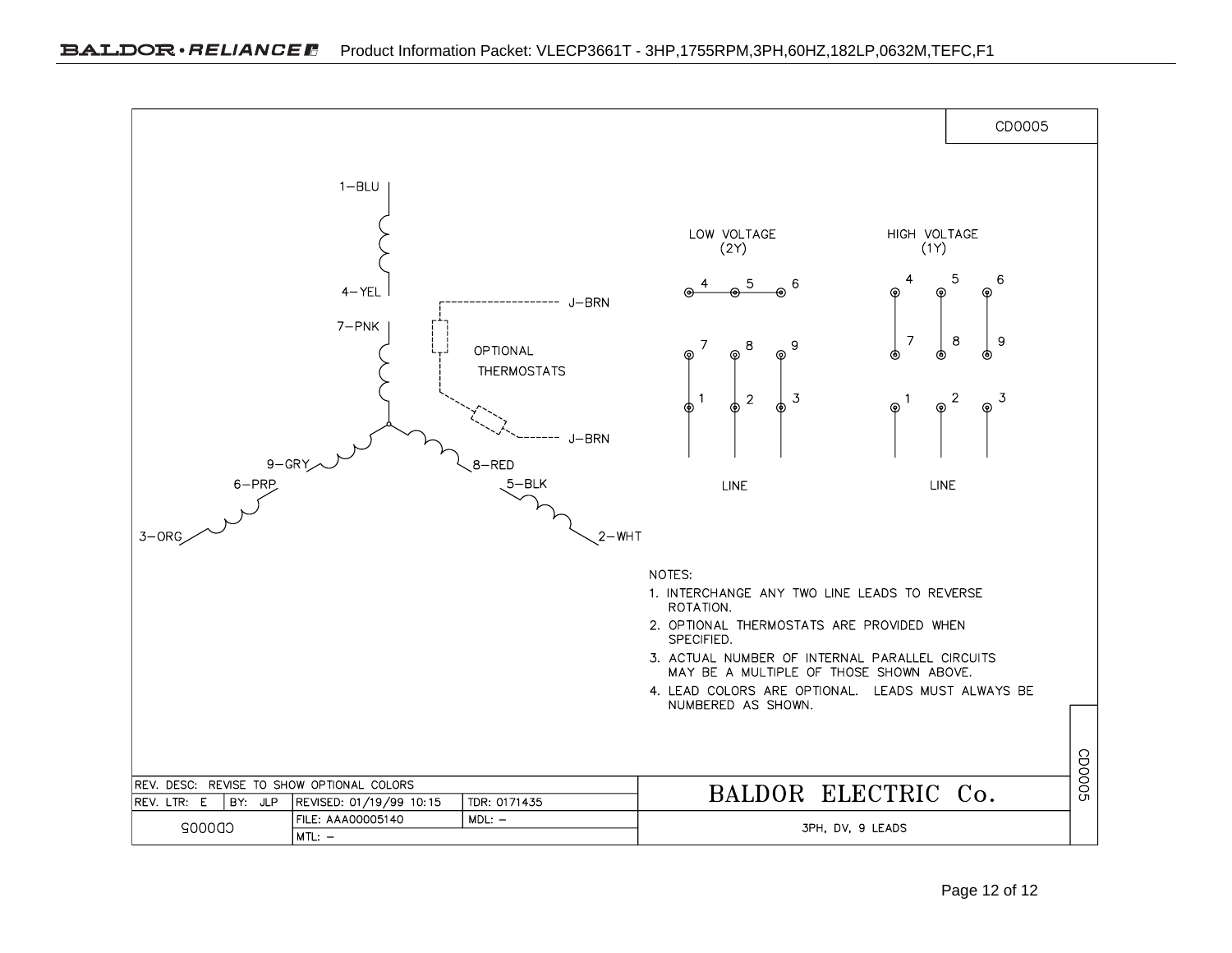CD0005

1–BLU

4–YEL

7–PNK

J–BRN

OPTIONAL

THERMOSTATS

J–BRN

9–GRY

8–RED

6–PRP

5–BLK

3–ORG

2–WHT

LOW VOLTAGE
(2Y)

4 5 6

7 8 9

1 2 3

LINE

HIGH VOLTAGE
(1Y)

4 5 6

7 8 9

1 2 3

LINE

NOTES:

1. INTERCHANGE ANY TWO LINE LEADS TO REVERSE ROTATION.
2. OPTIONAL THERMOSTATS ARE PROVIDED WHEN SPECIFIED.
3. ACTUAL NUMBER OF INTERNAL PARALLEL CIRCUITS MAY BE A MULTIPLE OF THOSE SHOWN ABOVE.
4. LEAD COLORS ARE OPTIONAL. LEADS MUST ALWAYS BE NUMBERED AS SHOWN.

| | | | | |
|---|---|---|---|---|
| REV. DESC: REVISE TO SHOW OPTIONAL COLORS | | | | BALDOR ELECTRIC Co. |
| REV. LTR: E | BY: JLP | REVISED: 01/19/99 10:15 | TDR: 0171435 | |
| CD0005 | | FILE: AAA00005140 | MDL: – | 3PH, DV, 9 LEADS |
| | | MTL: – | | |

CD0005